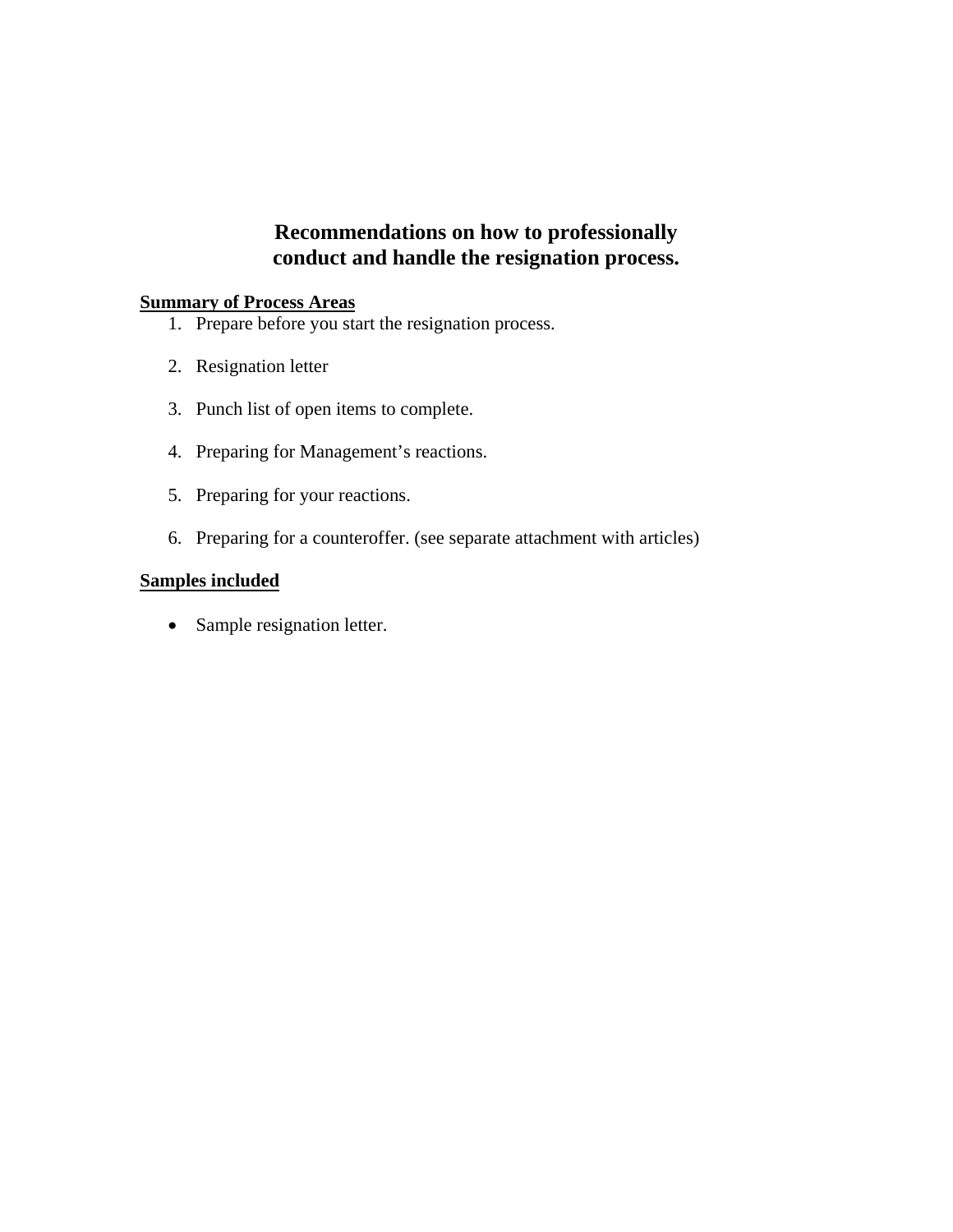# Recommendations on how to professionally conduct and handle the resignation process.

**<u>Summary of Process Areas</u>**

1. Prepare before you start the resignation process.

2. Resignation letter

3. Punch list of open items to complete.

4. Preparing for Management's reactions.

5. Preparing for your reactions.

6. Preparing for a counteroffer. (see separate attachment with articles)

**<u>Samples included</u>**

- Sample resignation letter.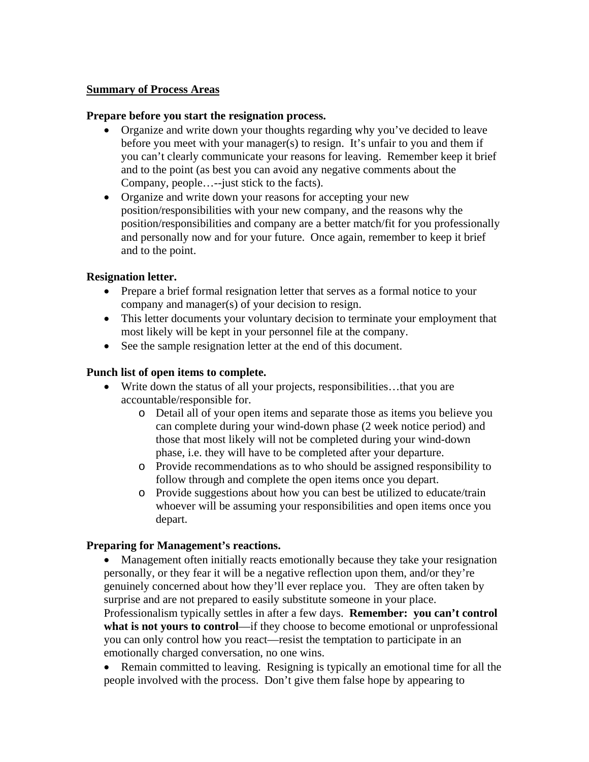**Summary of Process Areas**

**Prepare before you start the resignation process.**

- Organize and write down your thoughts regarding why you've decided to leave before you meet with your manager(s) to resign. It's unfair to you and them if you can't clearly communicate your reasons for leaving. Remember keep it brief and to the point (as best you can avoid any negative comments about the Company, people…--just stick to the facts).
- Organize and write down your reasons for accepting your new position/responsibilities with your new company, and the reasons why the position/responsibilities and company are a better match/fit for you professionally and personally now and for your future. Once again, remember to keep it brief and to the point.

**Resignation letter.**

- Prepare a brief formal resignation letter that serves as a formal notice to your company and manager(s) of your decision to resign.
- This letter documents your voluntary decision to terminate your employment that most likely will be kept in your personnel file at the company.
- See the sample resignation letter at the end of this document.

**Punch list of open items to complete.**

- Write down the status of all your projects, responsibilities…that you are accountable/responsible for.
    - Detail all of your open items and separate those as items you believe you can complete during your wind-down phase (2 week notice period) and those that most likely will not be completed during your wind-down phase, i.e. they will have to be completed after your departure.
    - Provide recommendations as to who should be assigned responsibility to follow through and complete the open items once you depart.
    - Provide suggestions about how you can best be utilized to educate/train whoever will be assuming your responsibilities and open items once you depart.

**Preparing for Management's reactions.**

- Management often initially reacts emotionally because they take your resignation personally, or they fear it will be a negative reflection upon them, and/or they're genuinely concerned about how they'll ever replace you. They are often taken by surprise and are not prepared to easily substitute someone in your place. Professionalism typically settles in after a few days. **Remember: you can't control what is not yours to control**—if they choose to become emotional or unprofessional you can only control how you react—resist the temptation to participate in an emotionally charged conversation, no one wins.
- Remain committed to leaving. Resigning is typically an emotional time for all the people involved with the process. Don't give them false hope by appearing to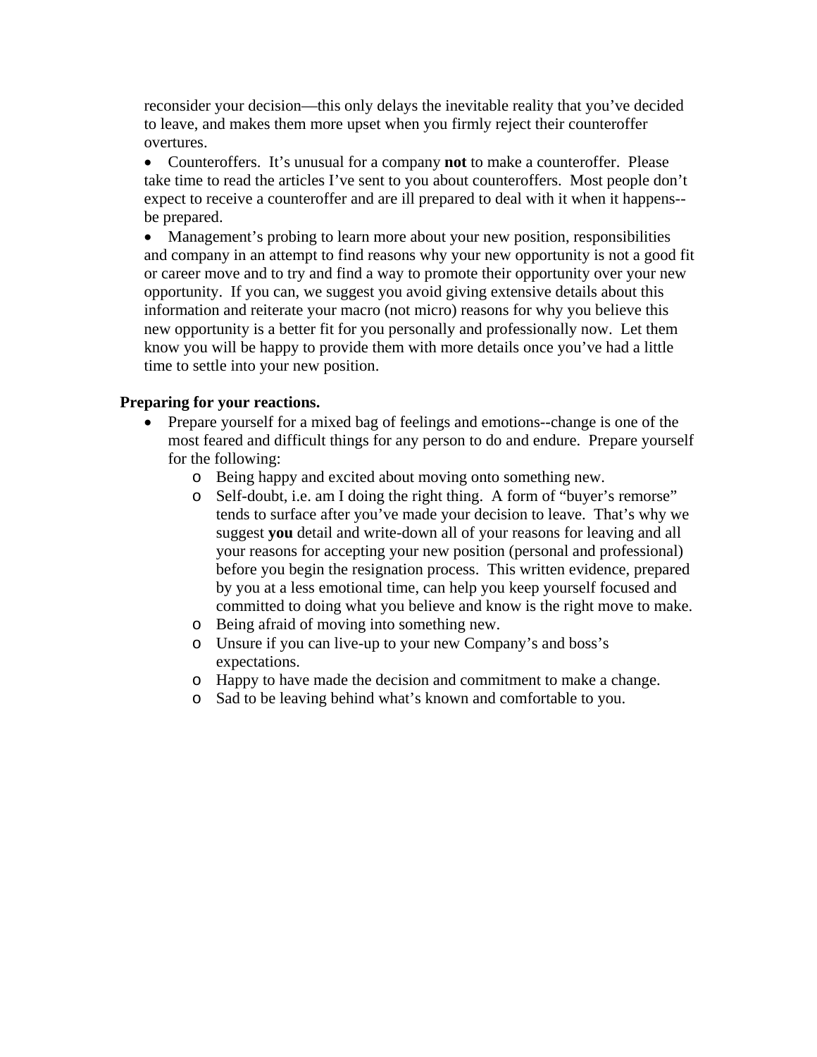reconsider your decision—this only delays the inevitable reality that you've decided to leave, and makes them more upset when you firmly reject their counteroffer overtures.

- Counteroffers. It's unusual for a company **not** to make a counteroffer. Please take time to read the articles I've sent to you about counteroffers. Most people don't expect to receive a counteroffer and are ill prepared to deal with it when it happens--be prepared.
- Management's probing to learn more about your new position, responsibilities and company in an attempt to find reasons why your new opportunity is not a good fit or career move and to try and find a way to promote their opportunity over your new opportunity. If you can, we suggest you avoid giving extensive details about this information and reiterate your macro (not micro) reasons for why you believe this new opportunity is a better fit for you personally and professionally now. Let them know you will be happy to provide them with more details once you've had a little time to settle into your new position.

**Preparing for your reactions.**

- Prepare yourself for a mixed bag of feelings and emotions--change is one of the most feared and difficult things for any person to do and endure. Prepare yourself for the following:
  - Being happy and excited about moving onto something new.
  - Self-doubt, i.e. am I doing the right thing. A form of "buyer's remorse" tends to surface after you've made your decision to leave. That's why we suggest **you** detail and write-down all of your reasons for leaving and all your reasons for accepting your new position (personal and professional) before you begin the resignation process. This written evidence, prepared by you at a less emotional time, can help you keep yourself focused and committed to doing what you believe and know is the right move to make.
  - Being afraid of moving into something new.
  - Unsure if you can live-up to your new Company's and boss's expectations.
  - Happy to have made the decision and commitment to make a change.
  - Sad to be leaving behind what's known and comfortable to you.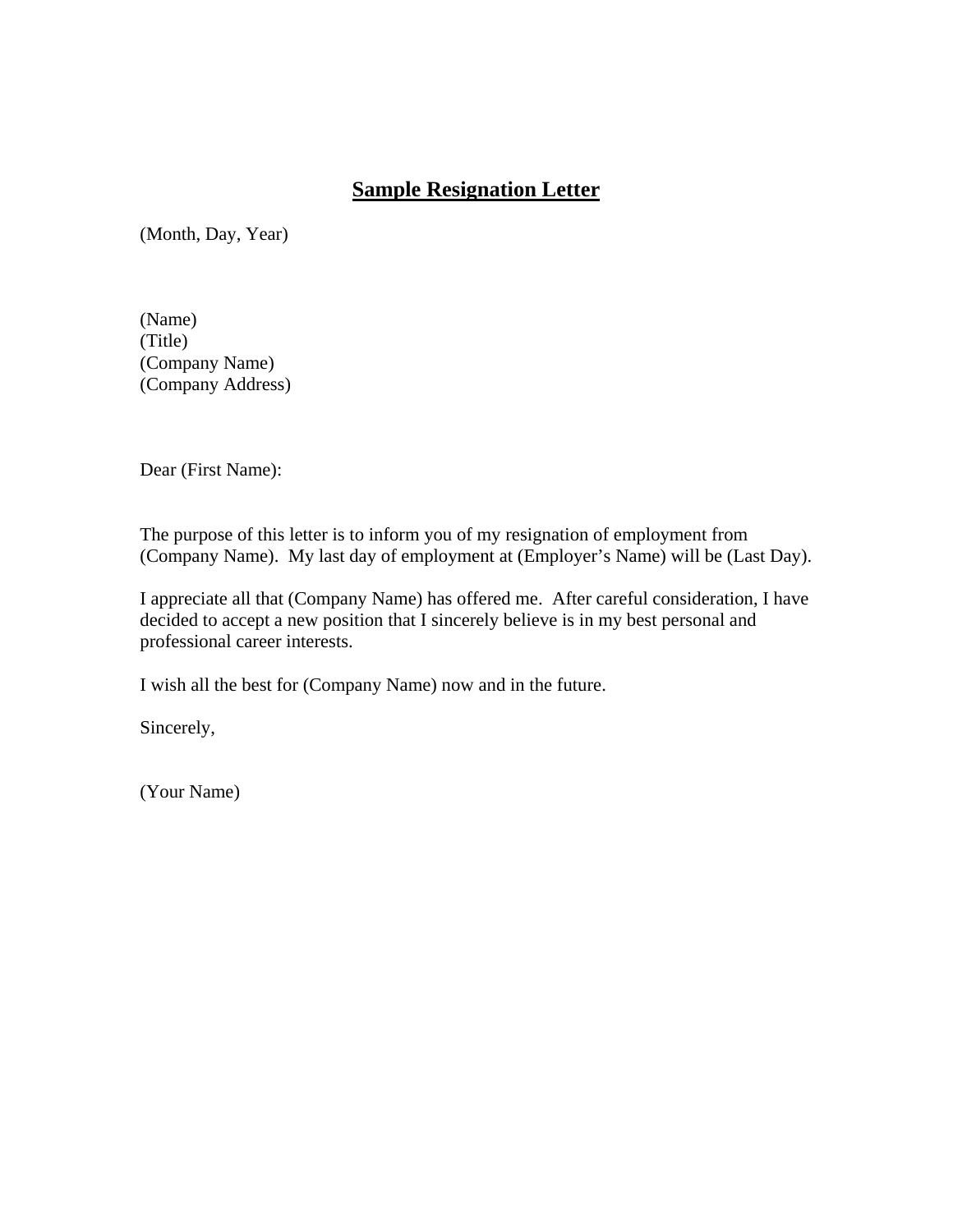# **Sample Resignation Letter**

(Month, Day, Year)

(Name)
(Title)
(Company Name)
(Company Address)

Dear (First Name):

The purpose of this letter is to inform you of my resignation of employment from (Company Name). My last day of employment at (Employer's Name) will be (Last Day).

I appreciate all that (Company Name) has offered me. After careful consideration, I have decided to accept a new position that I sincerely believe is in my best personal and professional career interests.

I wish all the best for (Company Name) now and in the future.

Sincerely,

(Your Name)